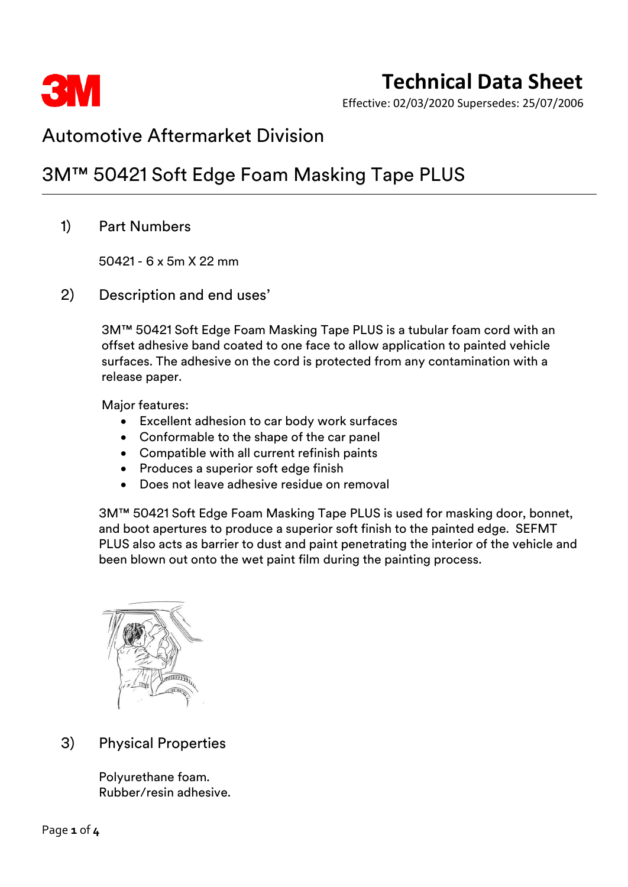# Technical Data Sheet

Effective: 02/03/2020 Supersedes: 25/07/2006

## Automotive Aftermarket Division

## 3M™ 50421 Soft Edge Foam Masking Tape PLUS

### 1) Part Numbers

50421 - 6 x 5m X 22 mm

### 2) Description and end uses'

3M™ 50421 Soft Edge Foam Masking Tape PLUS is a tubular foam cord with an offset adhesive band coated to one face to allow application to painted vehicle surfaces. The adhesive on the cord is protected from any contamination with a release paper.

Major features:

- Excellent adhesion to car body work surfaces
- Conformable to the shape of the car panel
- Compatible with all current refinish paints
- Produces a superior soft edge finish
- Does not leave adhesive residue on removal

3M™ 50421 Soft Edge Foam Masking Tape PLUS is used for masking door, bonnet, and boot apertures to produce a superior soft finish to the painted edge. SEFMT PLUS also acts as barrier to dust and paint penetrating the interior of the vehicle and been blown out onto the wet paint film during the painting process.

### 3) Physical Properties

Polyurethane foam.
Rubber/resin adhesive.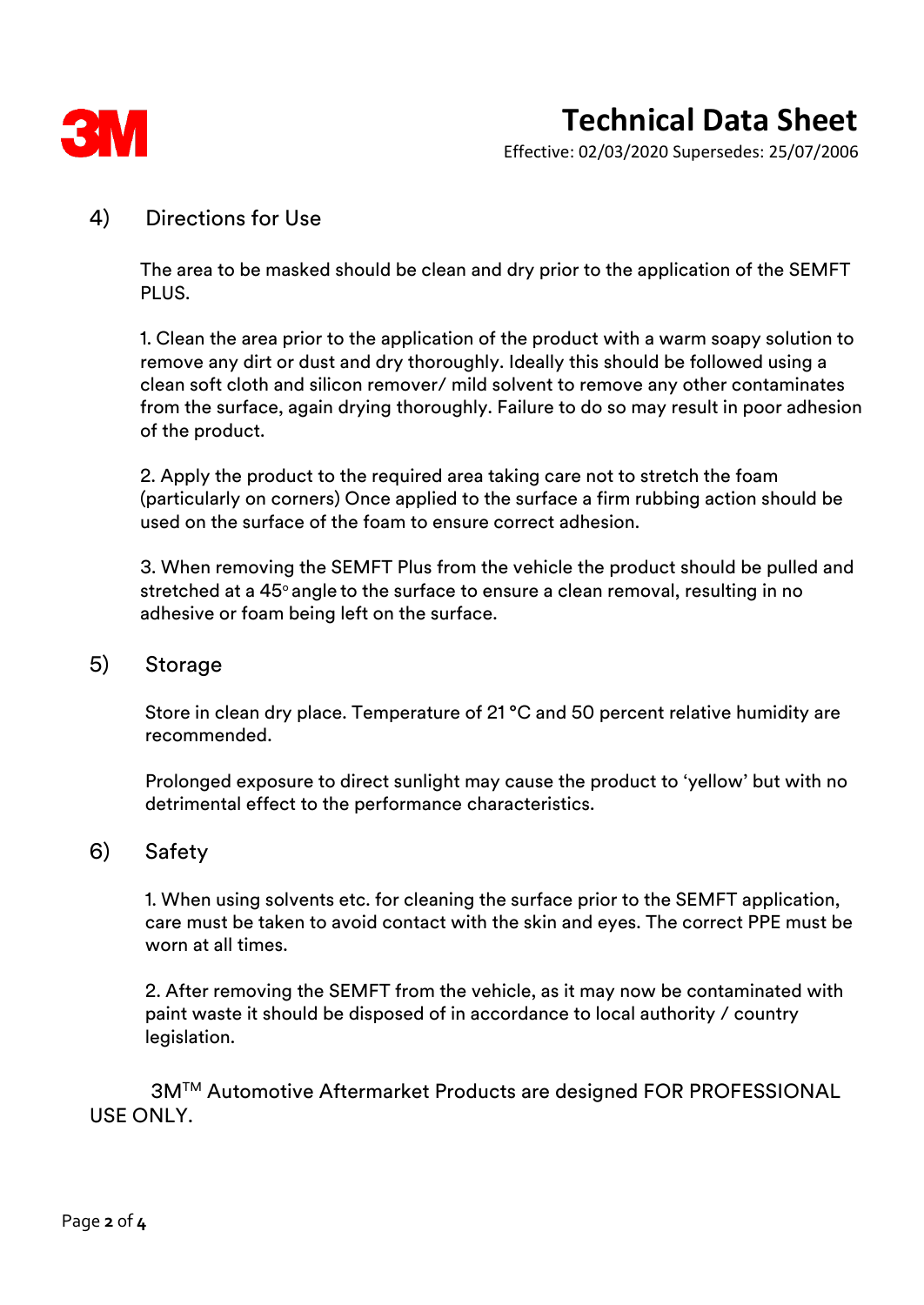## 4) Directions for Use

The area to be masked should be clean and dry prior to the application of the SEMFT PLUS.

1. Clean the area prior to the application of the product with a warm soapy solution to remove any dirt or dust and dry thoroughly. Ideally this should be followed using a clean soft cloth and silicon remover/ mild solvent to remove any other contaminates from the surface, again drying thoroughly. Failure to do so may result in poor adhesion of the product.

2. Apply the product to the required area taking care not to stretch the foam (particularly on corners) Once applied to the surface a firm rubbing action should be used on the surface of the foam to ensure correct adhesion.

3. When removing the SEMFT Plus from the vehicle the product should be pulled and stretched at a 45° angle to the surface to ensure a clean removal, resulting in no adhesive or foam being left on the surface.

## 5) Storage

Store in clean dry place. Temperature of 21 °C and 50 percent relative humidity are recommended.

Prolonged exposure to direct sunlight may cause the product to 'yellow' but with no detrimental effect to the performance characteristics.

## 6) Safety

1. When using solvents etc. for cleaning the surface prior to the SEMFT application, care must be taken to avoid contact with the skin and eyes. The correct PPE must be worn at all times.

2. After removing the SEMFT from the vehicle, as it may now be contaminated with paint waste it should be disposed of in accordance to local authority / country legislation.

3M™ Automotive Aftermarket Products are designed FOR PROFESSIONAL USE ONLY.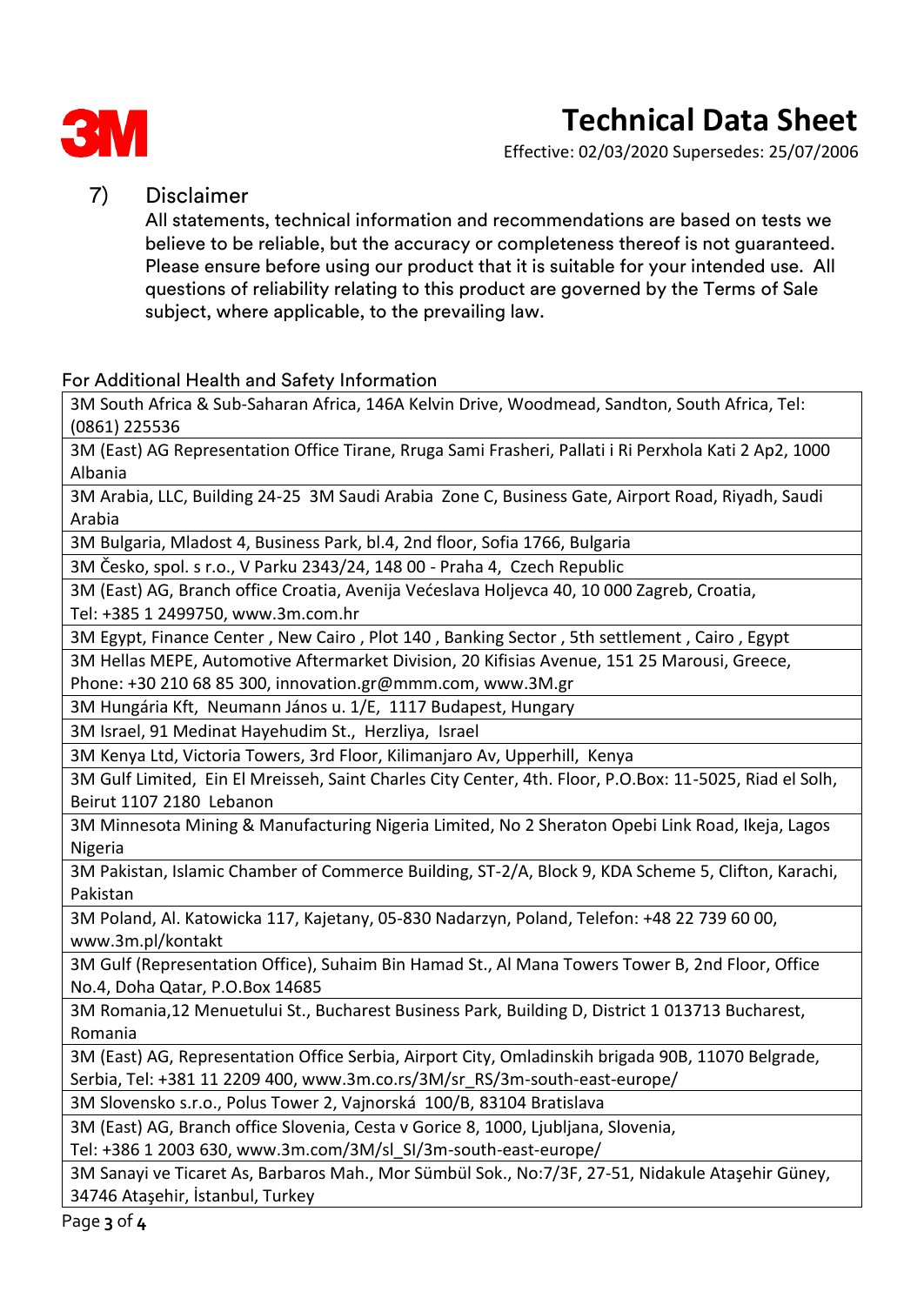## 7) Disclaimer

All statements, technical information and recommendations are based on tests we believe to be reliable, but the accuracy or completeness thereof is not guaranteed. Please ensure before using our product that it is suitable for your intended use. All questions of reliability relating to this product are governed by the Terms of Sale subject, where applicable, to the prevailing law.

For Additional Health and Safety Information

| |
|---|
| 3M South Africa & Sub-Saharan Africa, 146A Kelvin Drive, Woodmead, Sandton, South Africa, Tel: (0861) 225536 |
| 3M (East) AG Representation Office Tirane, Rruga Sami Frasheri, Pallati i Ri Perxhola Kati 2 Ap2, 1000 Albania |
| 3M Arabia, LLC, Building 24-25 3M Saudi Arabia Zone C, Business Gate, Airport Road, Riyadh, Saudi Arabia |
| 3M Bulgaria, Mladost 4, Business Park, bl.4, 2nd floor, Sofia 1766, Bulgaria |
| 3M Česko, spol. s r.o., V Parku 2343/24, 148 00 - Praha 4, Czech Republic |
| 3M (East) AG, Branch office Croatia, Avenija Većeslava Holjevca 40, 10 000 Zagreb, Croatia, Tel: +385 1 2499750, www.3m.com.hr |
| 3M Egypt, Finance Center , New Cairo , Plot 140 , Banking Sector , 5th settlement , Cairo , Egypt |
| 3M Hellas MEPE, Automotive Aftermarket Division, 20 Kifisias Avenue, 151 25 Marousi, Greece, Phone: +30 210 68 85 300, innovation.gr@mmm.com, www.3M.gr |
| 3M Hungária Kft, Neumann János u. 1/E, 1117 Budapest, Hungary |
| 3M Israel, 91 Medinat Hayehudim St., Herzliya, Israel |
| 3M Kenya Ltd, Victoria Towers, 3rd Floor, Kilimanjaro Av, Upperhill, Kenya |
| 3M Gulf Limited, Ein El Mreisseh, Saint Charles City Center, 4th. Floor, P.O.Box: 11-5025, Riad el Solh, Beirut 1107 2180 Lebanon |
| 3M Minnesota Mining & Manufacturing Nigeria Limited, No 2 Sheraton Opebi Link Road, Ikeja, Lagos Nigeria |
| 3M Pakistan, Islamic Chamber of Commerce Building, ST-2/A, Block 9, KDA Scheme 5, Clifton, Karachi, Pakistan |
| 3M Poland, Al. Katowicka 117, Kajetany, 05-830 Nadarzyn, Poland, Telefon: +48 22 739 60 00, www.3m.pl/kontakt |
| 3M Gulf (Representation Office), Suhaim Bin Hamad St., Al Mana Towers Tower B, 2nd Floor, Office No.4, Doha Qatar, P.O.Box 14685 |
| 3M Romania,12 Menuetului St., Bucharest Business Park, Building D, District 1 013713 Bucharest, Romania |
| 3M (East) AG, Representation Office Serbia, Airport City, Omladinskih brigada 90B, 11070 Belgrade, Serbia, Tel: +381 11 2209 400, www.3m.co.rs/3M/sr_RS/3m-south-east-europe/ |
| 3M Slovensko s.r.o., Polus Tower 2, Vajnorská 100/B, 83104 Bratislava |
| 3M (East) AG, Branch office Slovenia, Cesta v Gorice 8, 1000, Ljubljana, Slovenia, Tel: +386 1 2003 630, www.3m.com/3M/sl_SI/3m-south-east-europe/ |
| 3M Sanayi ve Ticaret As, Barbaros Mah., Mor Sümbül Sok., No:7/3F, 27-51, Nidakule Ataşehir Güney, 34746 Ataşehir, İstanbul, Turkey |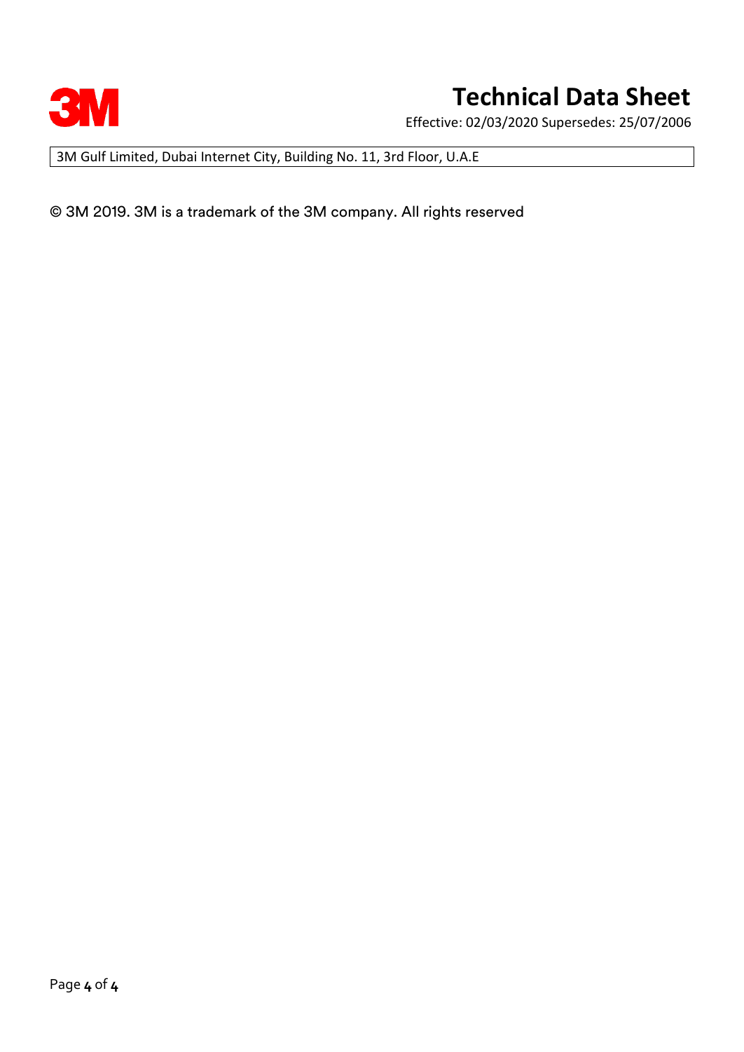© 3M 2019. 3M is a trademark of the 3M company. All rights reserved